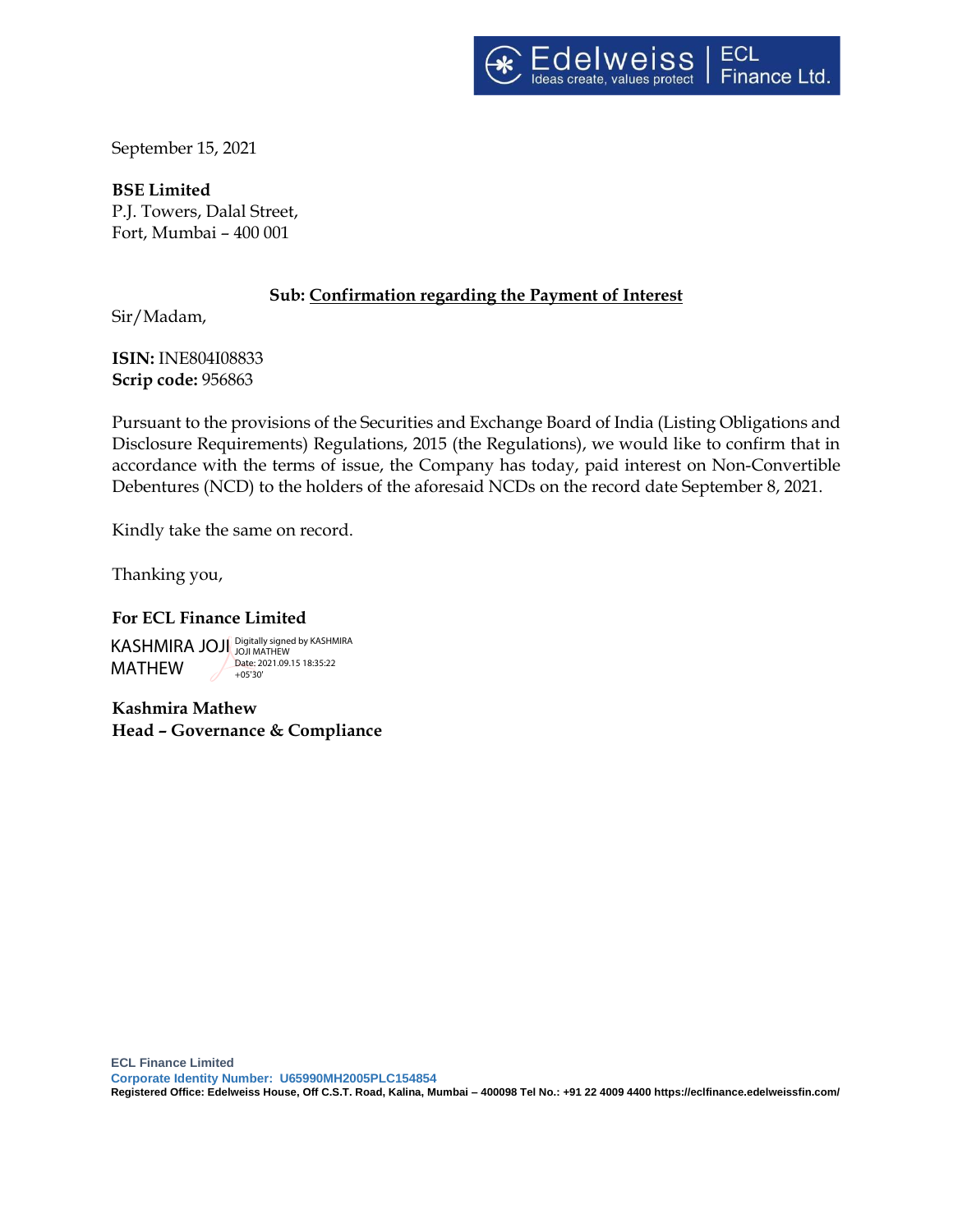September 15, 2021

**BSE Limited**
P.J. Towers, Dalal Street,
Fort, Mumbai – 400 001

**Sub: Confirmation regarding the Payment of Interest**

Sir/Madam,

**ISIN:** INE804I08833
**Scrip code:** 956863

Pursuant to the provisions of the Securities and Exchange Board of India (Listing Obligations and Disclosure Requirements) Regulations, 2015 (the Regulations), we would like to confirm that in accordance with the terms of issue, the Company has today, paid interest on Non-Convertible Debentures (NCD) to the holders of the aforesaid NCDs on the record date September 8, 2021.

Kindly take the same on record.

Thanking you,

**For ECL Finance Limited**

KASHMIRA JOJI MATHEW
Digitally signed by KASHMIRA JOJI MATHEW
Date: 2021.09.15 18:35:22 +05'30'

**Kashmira Mathew**
**Head – Governance & Compliance**

**ECL Finance Limited**
**Corporate Identity Number: U65990MH2005PLC154854**
**Registered Office: Edelweiss House, Off C.S.T. Road, Kalina, Mumbai – 400098 Tel No.: +91 22 4009 4400 https://eclfinance.edelweissfin.com/**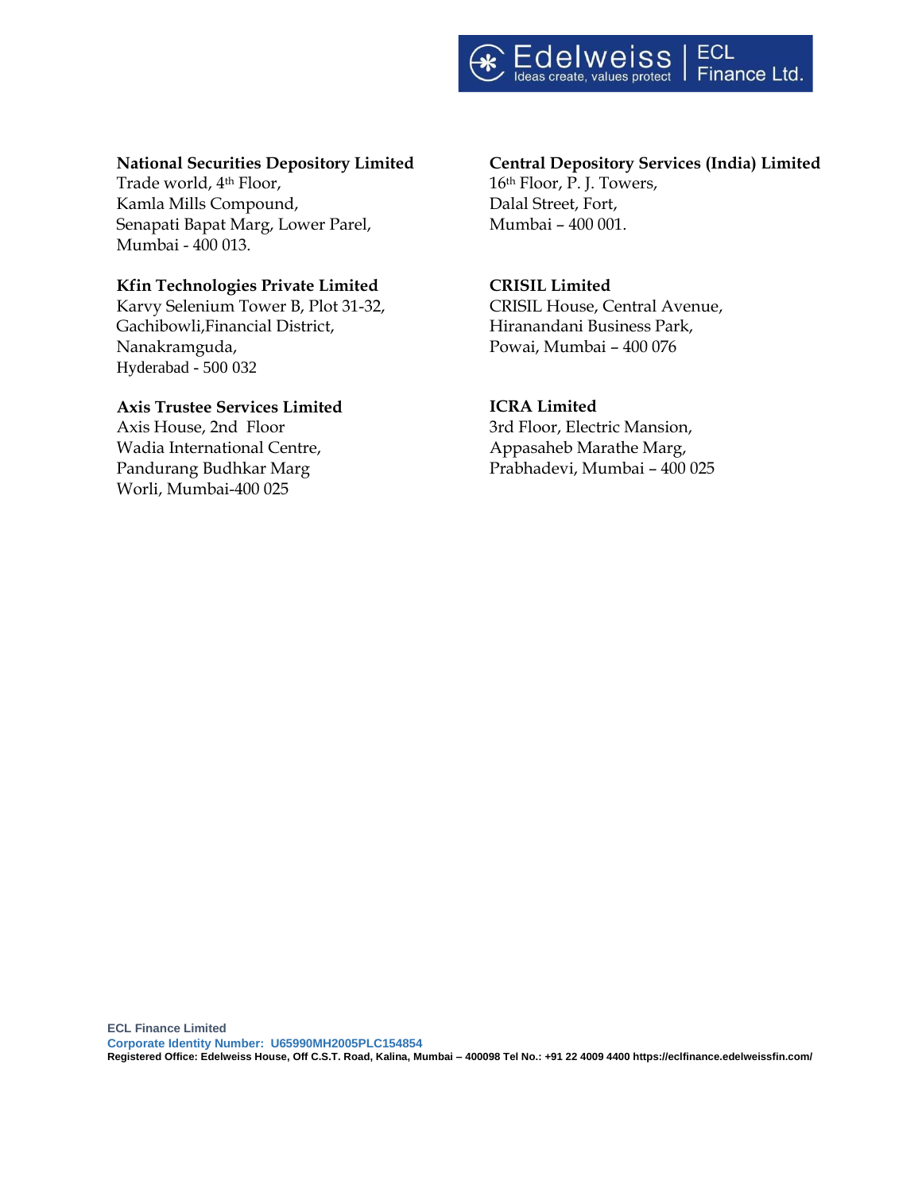**National Securities Depository Limited**
Trade world, 4th Floor,
Kamla Mills Compound,
Senapati Bapat Marg, Lower Parel,
Mumbai - 400 013.

**Central Depository Services (India) Limited**
16th Floor, P. J. Towers,
Dalal Street, Fort,
Mumbai – 400 001.

**Kfin Technologies Private Limited**
Karvy Selenium Tower B, Plot 31-32,
Gachibowli,Financial District,
Nanakramguda,
Hyderabad - 500 032

**CRISIL Limited**
CRISIL House, Central Avenue,
Hiranandani Business Park,
Powai, Mumbai – 400 076

**Axis Trustee Services Limited**
Axis House, 2nd Floor
Wadia International Centre,
Pandurang Budhkar Marg
Worli, Mumbai-400 025

**ICRA Limited**
3rd Floor, Electric Mansion,
Appasaheb Marathe Marg,
Prabhadevi, Mumbai – 400 025